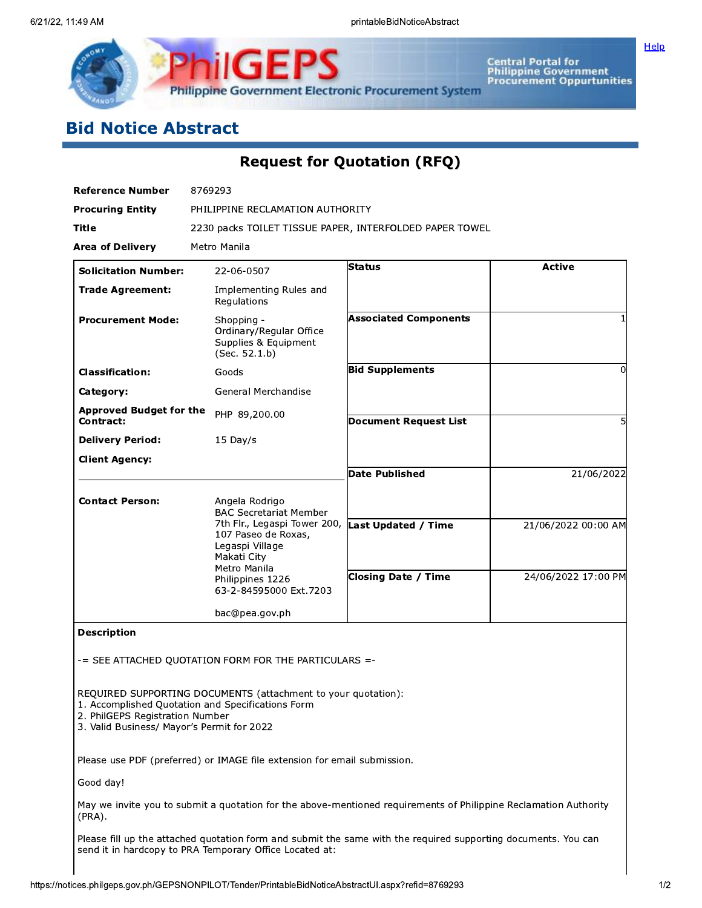# Bid Notice Abstract

## Request for Quotation (RFQ)

| | |
|---|---|
| **Reference Number** | 8769293 |
| **Procuring Entity** | PHILIPPINE RECLAMATION AUTHORITY |
| **Title** | 2230 packs TOILET TISSUE PAPER, INTERFOLDED PAPER TOWEL |
| **Area of Delivery** | Metro Manila |

| | | | |
|---|---|---|---|
| **Solicitation Number:** | 22-06-0507 | **Status** | Active |
| **Trade Agreement:** | Implementing Rules and Regulations | | |
| **Procurement Mode:** | Shopping - Ordinary/Regular Office Supplies & Equipment (Sec. 52.1.b) | **Associated Components** | 1 |
| **Classification:** | Goods | **Bid Supplements** | 0 |
| **Category:** | General Merchandise | | |
| **Approved Budget for the Contract:** | PHP 89,200.00 | **Document Request List** | 5 |
| **Delivery Period:** | 15 Day/s | | |
| **Client Agency:** | | **Date Published** | 21/06/2022 |
| **Contact Person:** | Angela Rodrigo<br>BAC Secretariat Member<br>7th Flr., Legaspi Tower 200, 107 Paseo de Roxas, Legaspi Village<br>Makati City<br>Metro Manila<br>Philippines 1226<br>63-2-84595000 Ext.7203<br><br>bac@pea.gov.ph | **Last Updated / Time** | 21/06/2022 00:00 AM |
| | | **Closing Date / Time** | 24/06/2022 17:00 PM |

**Description**

-= SEE ATTACHED QUOTATION FORM FOR THE PARTICULARS =-

REQUIRED SUPPORTING DOCUMENTS (attachment to your quotation):
1. Accomplished Quotation and Specifications Form
2. PhilGEPS Registration Number
3. Valid Business/ Mayor's Permit for 2022

Please use PDF (preferred) or IMAGE file extension for email submission.

Good day!

May we invite you to submit a quotation for the above-mentioned requirements of Philippine Reclamation Authority (PRA).

Please fill up the attached quotation form and submit the same with the required supporting documents. You can send it in hardcopy to PRA Temporary Office Located at: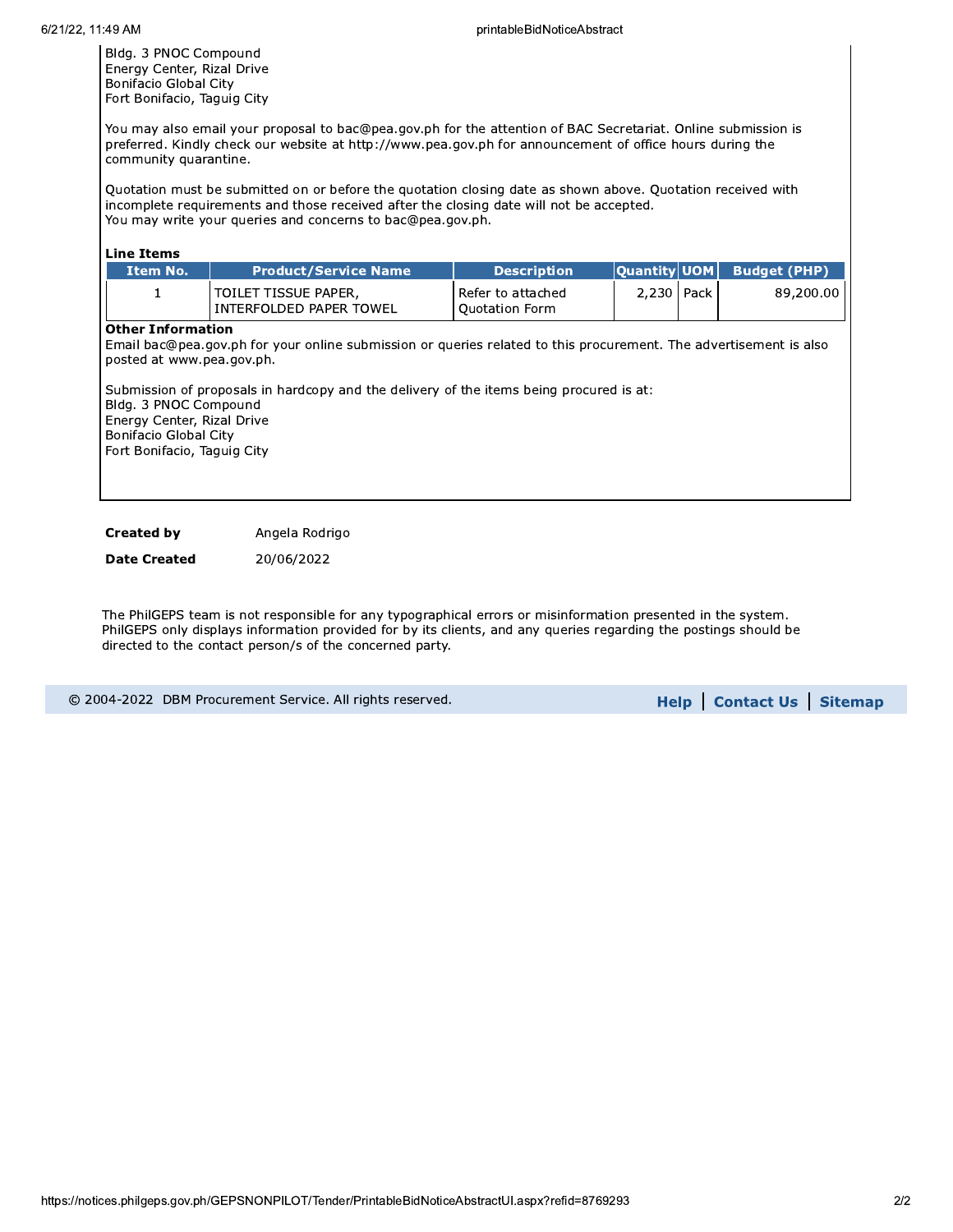Bldg. 3 PNOC Compound
Energy Center, Rizal Drive
Bonifacio Global City
Fort Bonifacio, Taguig City

You may also email your proposal to bac@pea.gov.ph for the attention of BAC Secretariat. Online submission is preferred. Kindly check our website at http://www.pea.gov.ph for announcement of office hours during the community quarantine.

Quotation must be submitted on or before the quotation closing date as shown above. Quotation received with incomplete requirements and those received after the closing date will not be accepted.
You may write your queries and concerns to bac@pea.gov.ph.

**Line Items**

| Item No. | Product/Service Name | Description | Quantity | UOM | Budget (PHP) |
|---|---|---|---|---|---|
| 1 | TOILET TISSUE PAPER, INTERFOLDED PAPER TOWEL | Refer to attached Quotation Form | 2,230 | Pack | 89,200.00 |

**Other Information**

Email bac@pea.gov.ph for your online submission or queries related to this procurement. The advertisement is also posted at www.pea.gov.ph.

Submission of proposals in hardcopy and the delivery of the items being procured is at:
Bldg. 3 PNOC Compound
Energy Center, Rizal Drive
Bonifacio Global City
Fort Bonifacio, Taguig City

| | |
|---|---|
| **Created by** | Angela Rodrigo |
| **Date Created** | 20/06/2022 |

The PhilGEPS team is not responsible for any typographical errors or misinformation presented in the system. PhilGEPS only displays information provided for by its clients, and any queries regarding the postings should be directed to the contact person/s of the concerned party.

© 2004-2022 DBM Procurement Service. All rights reserved.

**Help** | **Contact Us** | **Sitemap**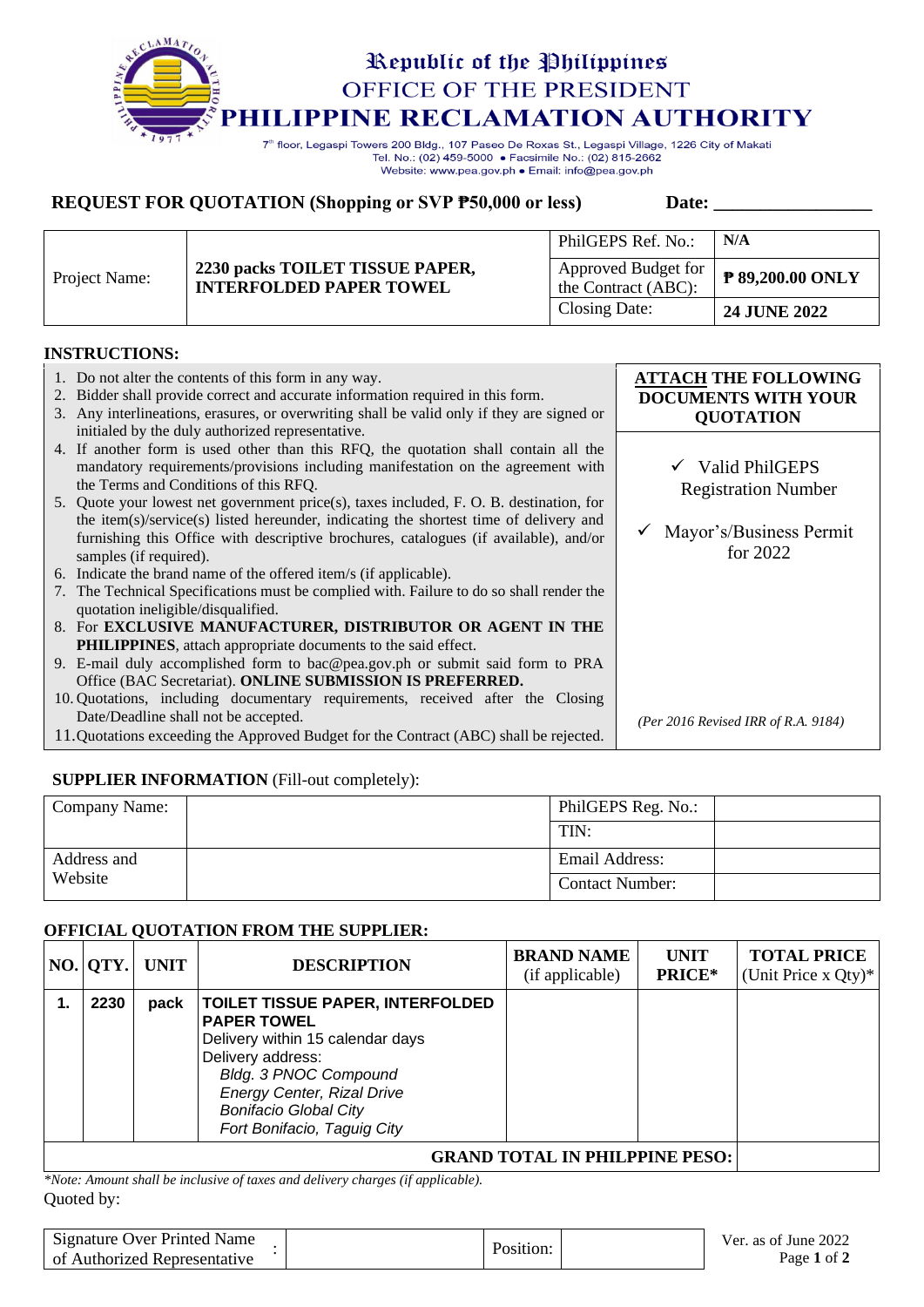# Republic of the Philippines
## OFFICE OF THE PRESIDENT
## PHILIPPINE RECLAMATION AUTHORITY

7th floor, Legaspi Towers 200 Bldg., 107 Paseo De Roxas St., Legaspi Village, 1226 City of Makati
Tel. No.: (02) 459-5000 • Facsimile No.: (02) 815-2662
Website: www.pea.gov.ph • Email: info@pea.gov.ph

**REQUEST FOR QUOTATION (Shopping or SVP ₱50,000 or less)** **Date: _________________**

| Project Name: | **2230 packs TOILET TISSUE PAPER, INTERFOLDED PAPER TOWEL** | PhilGEPS Ref. No.: | **N/A** |
|---|---|---|---|
| | | Approved Budget for the Contract (ABC): | **₱ 89,200.00 ONLY** |
| | | Closing Date: | **24 JUNE 2022** |

**INSTRUCTIONS:**

1. Do not alter the contents of this form in any way.
2. Bidder shall provide correct and accurate information required in this form.
3. Any interlineations, erasures, or overwriting shall be valid only if they are signed or initialed by the duly authorized representative.
4. If another form is used other than this RFQ, the quotation shall contain all the mandatory requirements/provisions including manifestation on the agreement with the Terms and Conditions of this RFQ.
5. Quote your lowest net government price(s), taxes included, F. O. B. destination, for the item(s)/service(s) listed hereunder, indicating the shortest time of delivery and furnishing this Office with descriptive brochures, catalogues (if available), and/or samples (if required).
6. Indicate the brand name of the offered item/s (if applicable).
7. The Technical Specifications must be complied with. Failure to do so shall render the quotation ineligible/disqualified.
8. For **EXCLUSIVE MANUFACTURER, DISTRIBUTOR OR AGENT IN THE PHILIPPINES**, attach appropriate documents to the said effect.
9. E-mail duly accomplished form to bac@pea.gov.ph or submit said form to PRA Office (BAC Secretariat). **ONLINE SUBMISSION IS PREFERRED.**
10. Quotations, including documentary requirements, received after the Closing Date/Deadline shall not be accepted.
11. Quotations exceeding the Approved Budget for the Contract (ABC) shall be rejected.

**ATTACH THE FOLLOWING DOCUMENTS WITH YOUR QUOTATION**

- ✓ Valid PhilGEPS Registration Number
- ✓ Mayor's/Business Permit for 2022

*(Per 2016 Revised IRR of R.A. 9184)*

**SUPPLIER INFORMATION** (Fill-out completely):

| Company Name: | | PhilGEPS Reg. No.: | |
|---|---|---|---|
| | | TIN: | |
| Address and Website | | Email Address: | |
| | | Contact Number: | |

**OFFICIAL QUOTATION FROM THE SUPPLIER:**

| NO. | QTY. | UNIT | DESCRIPTION | BRAND NAME (if applicable) | UNIT PRICE* | TOTAL PRICE (Unit Price x Qty)* |
|---|---|---|---|---|---|---|
| **1.** | **2230** | **pack** | **TOILET TISSUE PAPER, INTERFOLDED PAPER TOWEL**<br>Delivery within 15 calendar days<br>Delivery address:<br>*Bldg. 3 PNOC Compound*<br>*Energy Center, Rizal Drive*<br>*Bonifacio Global City*<br>*Fort Bonifacio, Taguig City* | | | |
| | | | | | **GRAND TOTAL IN PHILPPINE PESO:** | |

*\*Note: Amount shall be inclusive of taxes and delivery charges (if applicable).*

Quoted by:

| Signature Over Printed Name of Authorized Representative | : | | Position: | |
|---|---|---|---|---|

Ver. as of June 2022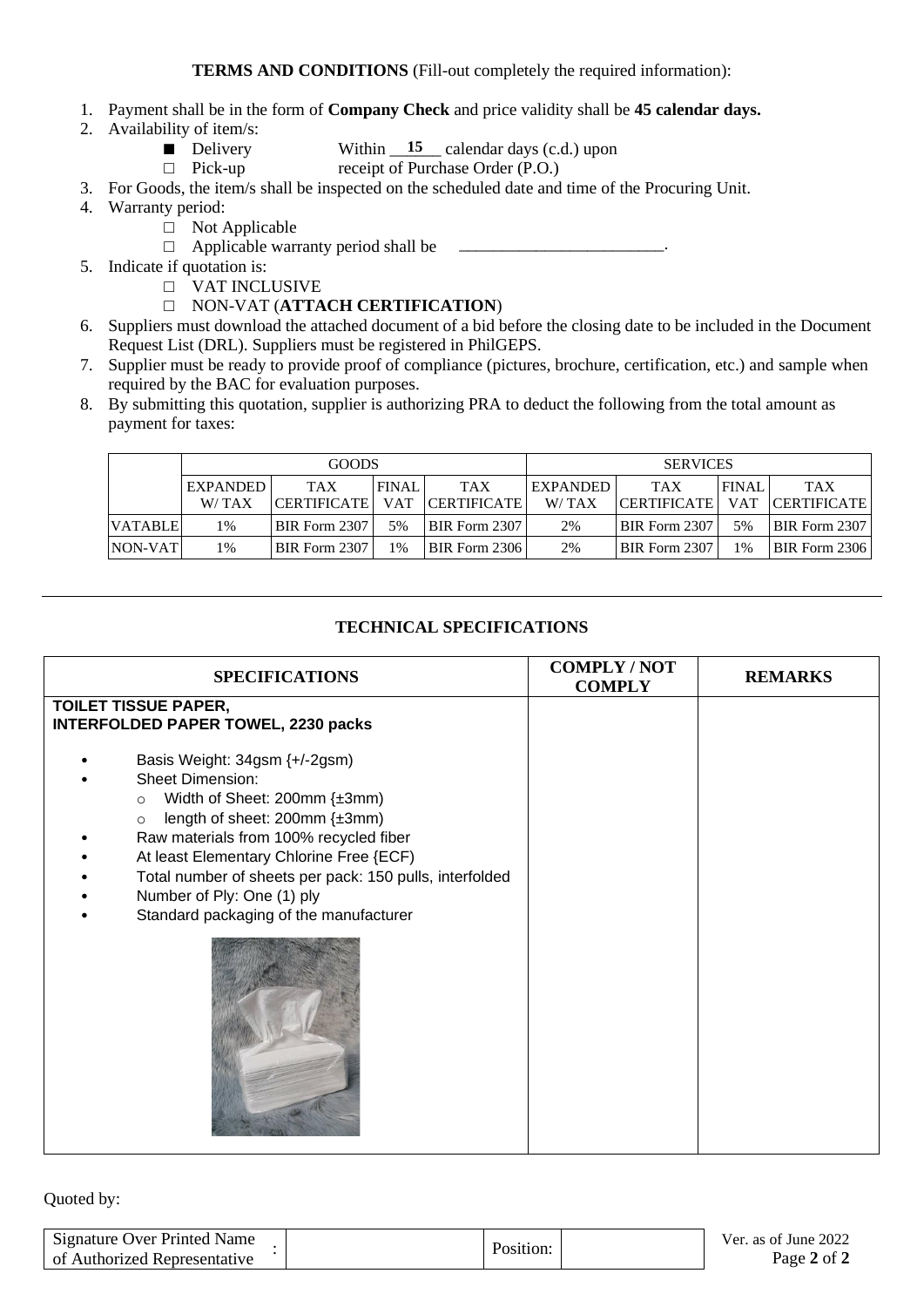**TERMS AND CONDITIONS** (Fill-out completely the required information):

1. Payment shall be in the form of **Company Check** and price validity shall be **45 calendar days.**
2. Availability of item/s:
   - ■ Delivery  Within __15__ calendar days (c.d.) upon
   - □ Pick-up  receipt of Purchase Order (P.O.)
3. For Goods, the item/s shall be inspected on the scheduled date and time of the Procuring Unit.
4. Warranty period:
   - □ Not Applicable
   - □ Applicable warranty period shall be ________________________.
5. Indicate if quotation is:
   - □ VAT INCLUSIVE
   - □ NON-VAT (**ATTACH CERTIFICATION**)
6. Suppliers must download the attached document of a bid before the closing date to be included in the Document Request List (DRL). Suppliers must be registered in PhilGEPS.
7. Supplier must be ready to provide proof of compliance (pictures, brochure, certification, etc.) and sample when required by the BAC for evaluation purposes.
8. By submitting this quotation, supplier is authorizing PRA to deduct the following from the total amount as payment for taxes:

| | GOODS | | | | SERVICES | | | |
|---|---|---|---|---|---|---|---|---|
| | EXPANDED W/ TAX | TAX CERTIFICATE | FINAL VAT | TAX CERTIFICATE | EXPANDED W/ TAX | TAX CERTIFICATE | FINAL VAT | TAX CERTIFICATE |
| VATABLE | 1% | BIR Form 2307 | 5% | BIR Form 2307 | 2% | BIR Form 2307 | 5% | BIR Form 2307 |
| NON-VAT | 1% | BIR Form 2307 | 1% | BIR Form 2306 | 2% | BIR Form 2307 | 1% | BIR Form 2306 |

---

## TECHNICAL SPECIFICATIONS

| SPECIFICATIONS | COMPLY / NOT COMPLY | REMARKS |
|---|---|---|
| **TOILET TISSUE PAPER, INTERFOLDED PAPER TOWEL, 2230 packs**<br>• Basis Weight: 34gsm {+/-2gsm}<br>• Sheet Dimension:<br>  ○ Width of Sheet: 200mm {±3mm}<br>  ○ length of sheet: 200mm {±3mm}<br>• Raw materials from 100% recycled fiber<br>• At least Elementary Chlorine Free {ECF)<br>• Total number of sheets per pack: 150 pulls, interfolded<br>• Number of Ply: One (1) ply<br>• Standard packaging of the manufacturer | | |

Quoted by:

| Signature Over Printed Name of Authorized Representative | : | | Position: | |
|---|---|---|---|---|

Ver. as of June 2022